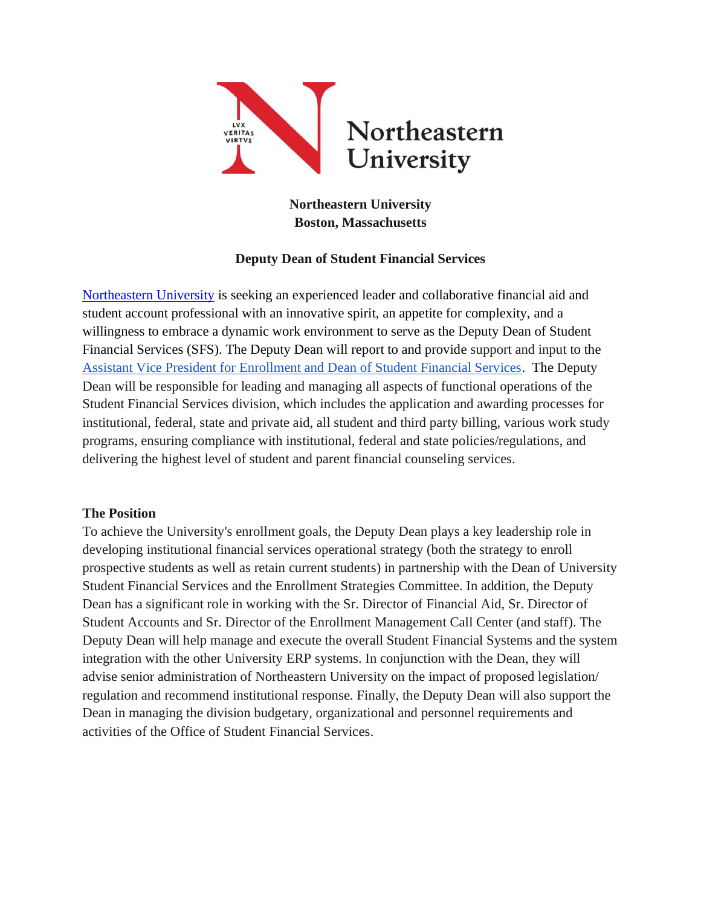**Northeastern University**
**Boston, Massachusetts**

**Deputy Dean of Student Financial Services**

Northeastern University is seeking an experienced leader and collaborative financial aid and student account professional with an innovative spirit, an appetite for complexity, and a willingness to embrace a dynamic work environment to serve as the Deputy Dean of Student Financial Services (SFS). The Deputy Dean will report to and provide support and input to the Assistant Vice President for Enrollment and Dean of Student Financial Services. The Deputy Dean will be responsible for leading and managing all aspects of functional operations of the Student Financial Services division, which includes the application and awarding processes for institutional, federal, state and private aid, all student and third party billing, various work study programs, ensuring compliance with institutional, federal and state policies/regulations, and delivering the highest level of student and parent financial counseling services.

**The Position**

To achieve the University's enrollment goals, the Deputy Dean plays a key leadership role in developing institutional financial services operational strategy (both the strategy to enroll prospective students as well as retain current students) in partnership with the Dean of University Student Financial Services and the Enrollment Strategies Committee. In addition, the Deputy Dean has a significant role in working with the Sr. Director of Financial Aid, Sr. Director of Student Accounts and Sr. Director of the Enrollment Management Call Center (and staff). The Deputy Dean will help manage and execute the overall Student Financial Systems and the system integration with the other University ERP systems. In conjunction with the Dean, they will advise senior administration of Northeastern University on the impact of proposed legislation/ regulation and recommend institutional response. Finally, the Deputy Dean will also support the Dean in managing the division budgetary, organizational and personnel requirements and activities of the Office of Student Financial Services.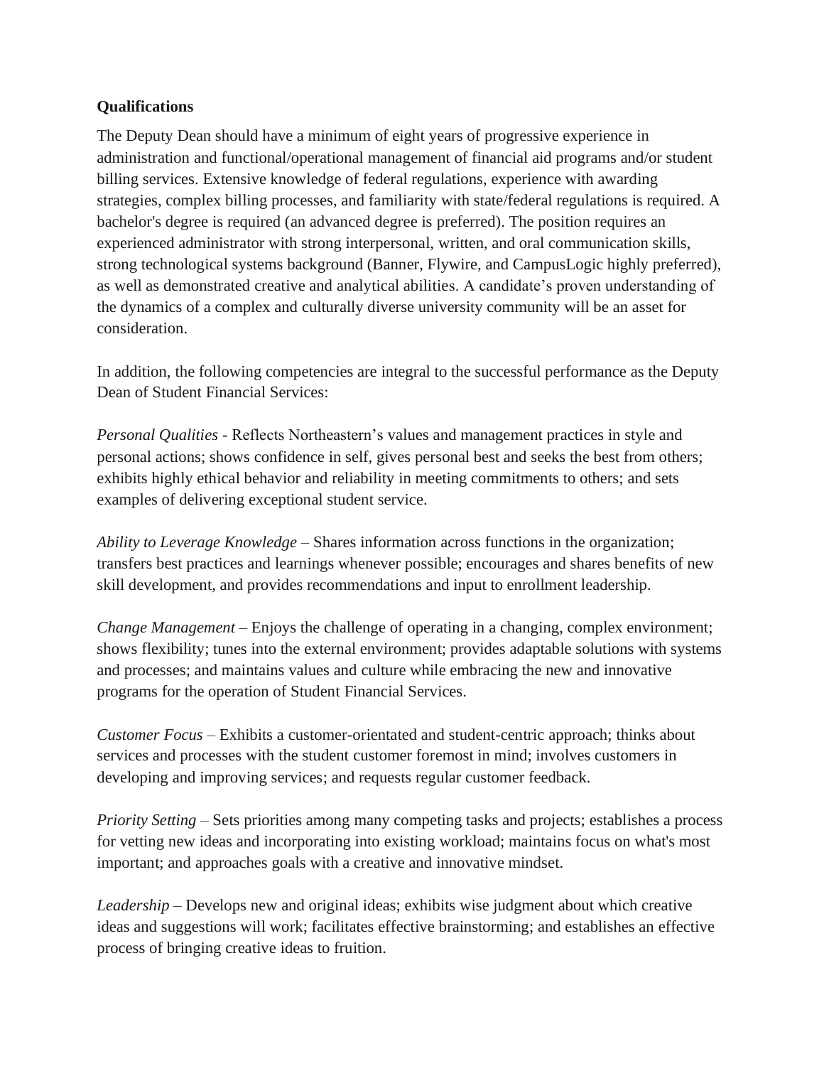**Qualifications**

The Deputy Dean should have a minimum of eight years of progressive experience in administration and functional/operational management of financial aid programs and/or student billing services. Extensive knowledge of federal regulations, experience with awarding strategies, complex billing processes, and familiarity with state/federal regulations is required. A bachelor's degree is required (an advanced degree is preferred). The position requires an experienced administrator with strong interpersonal, written, and oral communication skills, strong technological systems background (Banner, Flywire, and CampusLogic highly preferred), as well as demonstrated creative and analytical abilities. A candidate's proven understanding of the dynamics of a complex and culturally diverse university community will be an asset for consideration.

In addition, the following competencies are integral to the successful performance as the Deputy Dean of Student Financial Services:

*Personal Qualities* - Reflects Northeastern's values and management practices in style and personal actions; shows confidence in self, gives personal best and seeks the best from others; exhibits highly ethical behavior and reliability in meeting commitments to others; and sets examples of delivering exceptional student service.

*Ability to Leverage Knowledge* – Shares information across functions in the organization; transfers best practices and learnings whenever possible; encourages and shares benefits of new skill development, and provides recommendations and input to enrollment leadership.

*Change Management* – Enjoys the challenge of operating in a changing, complex environment; shows flexibility; tunes into the external environment; provides adaptable solutions with systems and processes; and maintains values and culture while embracing the new and innovative programs for the operation of Student Financial Services.

*Customer Focus* – Exhibits a customer-orientated and student-centric approach; thinks about services and processes with the student customer foremost in mind; involves customers in developing and improving services; and requests regular customer feedback.

*Priority Setting* – Sets priorities among many competing tasks and projects; establishes a process for vetting new ideas and incorporating into existing workload; maintains focus on what's most important; and approaches goals with a creative and innovative mindset.

*Leadership* – Develops new and original ideas; exhibits wise judgment about which creative ideas and suggestions will work; facilitates effective brainstorming; and establishes an effective process of bringing creative ideas to fruition.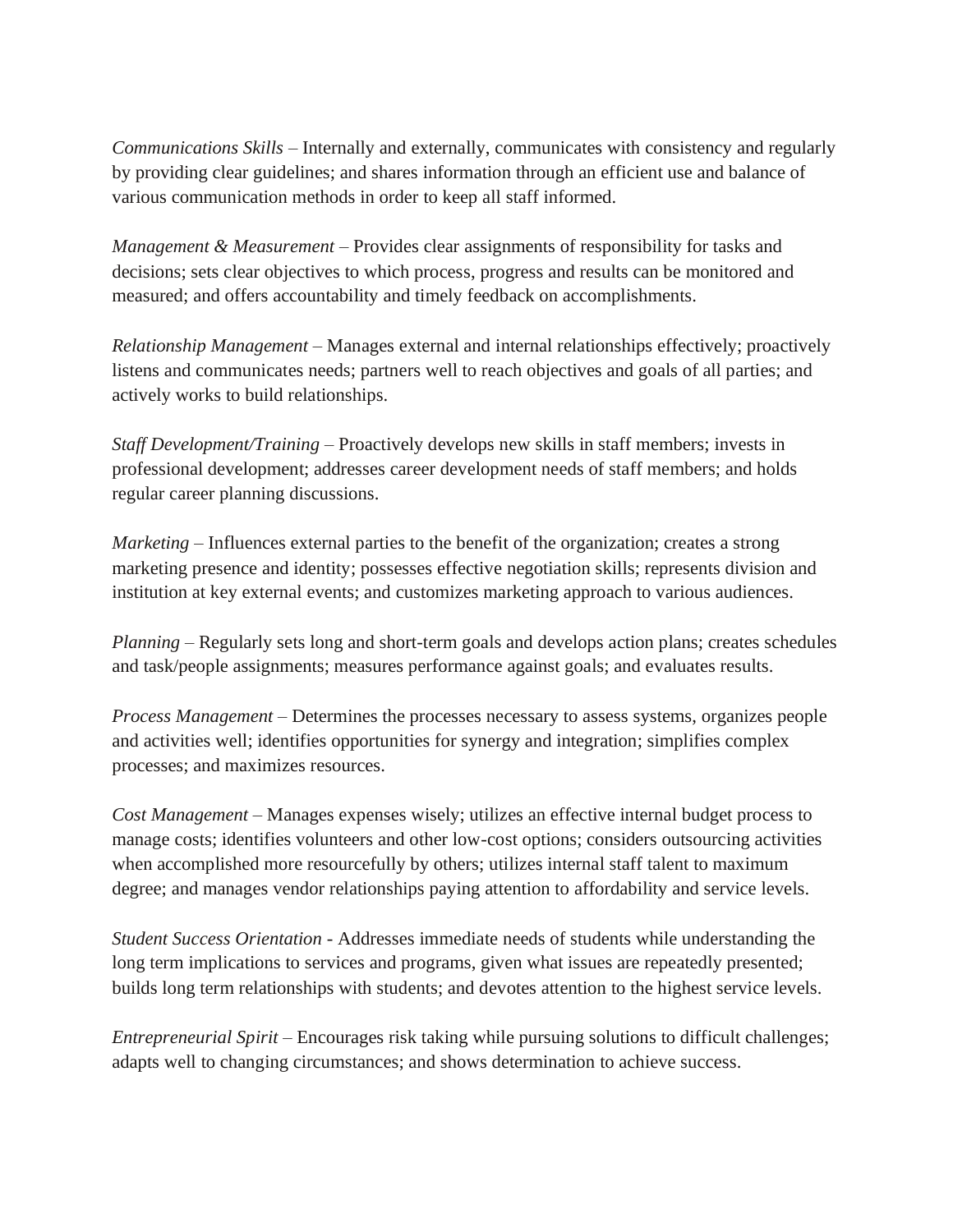*Communications Skills* – Internally and externally, communicates with consistency and regularly by providing clear guidelines; and shares information through an efficient use and balance of various communication methods in order to keep all staff informed.

*Management & Measurement* – Provides clear assignments of responsibility for tasks and decisions; sets clear objectives to which process, progress and results can be monitored and measured; and offers accountability and timely feedback on accomplishments.

*Relationship Management* – Manages external and internal relationships effectively; proactively listens and communicates needs; partners well to reach objectives and goals of all parties; and actively works to build relationships.

*Staff Development/Training* – Proactively develops new skills in staff members; invests in professional development; addresses career development needs of staff members; and holds regular career planning discussions.

*Marketing* – Influences external parties to the benefit of the organization; creates a strong marketing presence and identity; possesses effective negotiation skills; represents division and institution at key external events; and customizes marketing approach to various audiences.

*Planning* – Regularly sets long and short-term goals and develops action plans; creates schedules and task/people assignments; measures performance against goals; and evaluates results.

*Process Management* – Determines the processes necessary to assess systems, organizes people and activities well; identifies opportunities for synergy and integration; simplifies complex processes; and maximizes resources.

*Cost Management* – Manages expenses wisely; utilizes an effective internal budget process to manage costs; identifies volunteers and other low-cost options; considers outsourcing activities when accomplished more resourcefully by others; utilizes internal staff talent to maximum degree; and manages vendor relationships paying attention to affordability and service levels.

*Student Success Orientation* - Addresses immediate needs of students while understanding the long term implications to services and programs, given what issues are repeatedly presented; builds long term relationships with students; and devotes attention to the highest service levels.

*Entrepreneurial Spirit* – Encourages risk taking while pursuing solutions to difficult challenges; adapts well to changing circumstances; and shows determination to achieve success.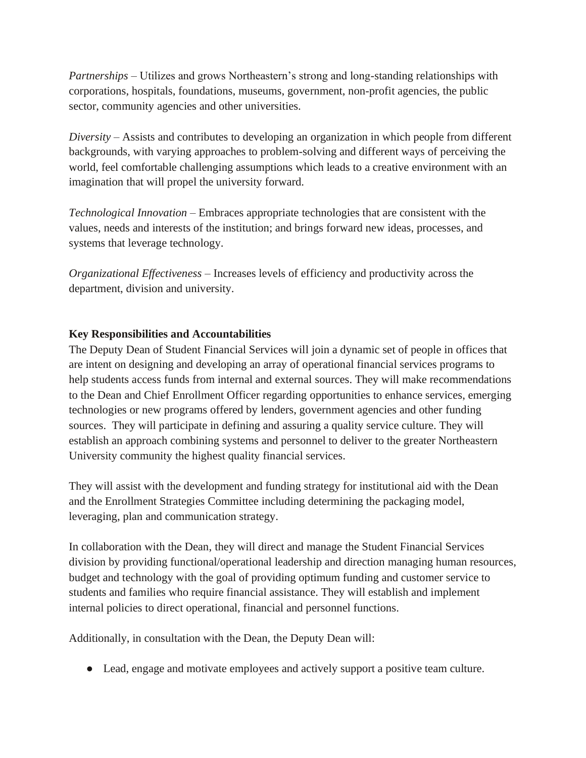*Partnerships* – Utilizes and grows Northeastern's strong and long-standing relationships with corporations, hospitals, foundations, museums, government, non-profit agencies, the public sector, community agencies and other universities.

*Diversity* – Assists and contributes to developing an organization in which people from different backgrounds, with varying approaches to problem-solving and different ways of perceiving the world, feel comfortable challenging assumptions which leads to a creative environment with an imagination that will propel the university forward.

*Technological Innovation* – Embraces appropriate technologies that are consistent with the values, needs and interests of the institution; and brings forward new ideas, processes, and systems that leverage technology.

*Organizational Effectiveness* – Increases levels of efficiency and productivity across the department, division and university.

**Key Responsibilities and Accountabilities**

The Deputy Dean of Student Financial Services will join a dynamic set of people in offices that are intent on designing and developing an array of operational financial services programs to help students access funds from internal and external sources. They will make recommendations to the Dean and Chief Enrollment Officer regarding opportunities to enhance services, emerging technologies or new programs offered by lenders, government agencies and other funding sources. They will participate in defining and assuring a quality service culture. They will establish an approach combining systems and personnel to deliver to the greater Northeastern University community the highest quality financial services.

They will assist with the development and funding strategy for institutional aid with the Dean and the Enrollment Strategies Committee including determining the packaging model, leveraging, plan and communication strategy.

In collaboration with the Dean, they will direct and manage the Student Financial Services division by providing functional/operational leadership and direction managing human resources, budget and technology with the goal of providing optimum funding and customer service to students and families who require financial assistance. They will establish and implement internal policies to direct operational, financial and personnel functions.

Additionally, in consultation with the Dean, the Deputy Dean will:

- Lead, engage and motivate employees and actively support a positive team culture.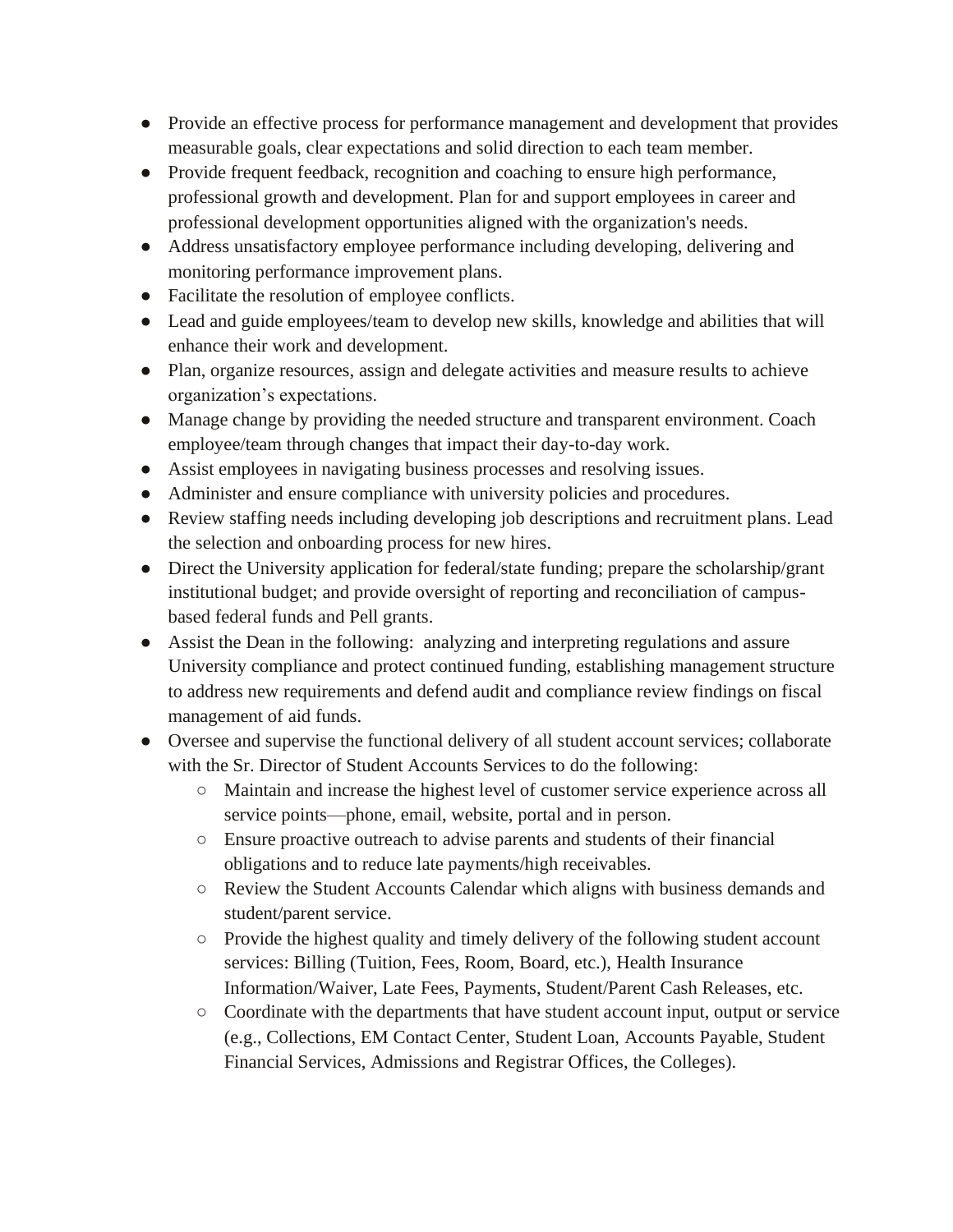- Provide an effective process for performance management and development that provides measurable goals, clear expectations and solid direction to each team member.
- Provide frequent feedback, recognition and coaching to ensure high performance, professional growth and development. Plan for and support employees in career and professional development opportunities aligned with the organization's needs.
- Address unsatisfactory employee performance including developing, delivering and monitoring performance improvement plans.
- Facilitate the resolution of employee conflicts.
- Lead and guide employees/team to develop new skills, knowledge and abilities that will enhance their work and development.
- Plan, organize resources, assign and delegate activities and measure results to achieve organization's expectations.
- Manage change by providing the needed structure and transparent environment. Coach employee/team through changes that impact their day-to-day work.
- Assist employees in navigating business processes and resolving issues.
- Administer and ensure compliance with university policies and procedures.
- Review staffing needs including developing job descriptions and recruitment plans. Lead the selection and onboarding process for new hires.
- Direct the University application for federal/state funding; prepare the scholarship/grant institutional budget; and provide oversight of reporting and reconciliation of campus-based federal funds and Pell grants.
- Assist the Dean in the following: analyzing and interpreting regulations and assure University compliance and protect continued funding, establishing management structure to address new requirements and defend audit and compliance review findings on fiscal management of aid funds.
- Oversee and supervise the functional delivery of all student account services; collaborate with the Sr. Director of Student Accounts Services to do the following:
    - Maintain and increase the highest level of customer service experience across all service points—phone, email, website, portal and in person.
    - Ensure proactive outreach to advise parents and students of their financial obligations and to reduce late payments/high receivables.
    - Review the Student Accounts Calendar which aligns with business demands and student/parent service.
    - Provide the highest quality and timely delivery of the following student account services: Billing (Tuition, Fees, Room, Board, etc.), Health Insurance Information/Waiver, Late Fees, Payments, Student/Parent Cash Releases, etc.
    - Coordinate with the departments that have student account input, output or service (e.g., Collections, EM Contact Center, Student Loan, Accounts Payable, Student Financial Services, Admissions and Registrar Offices, the Colleges).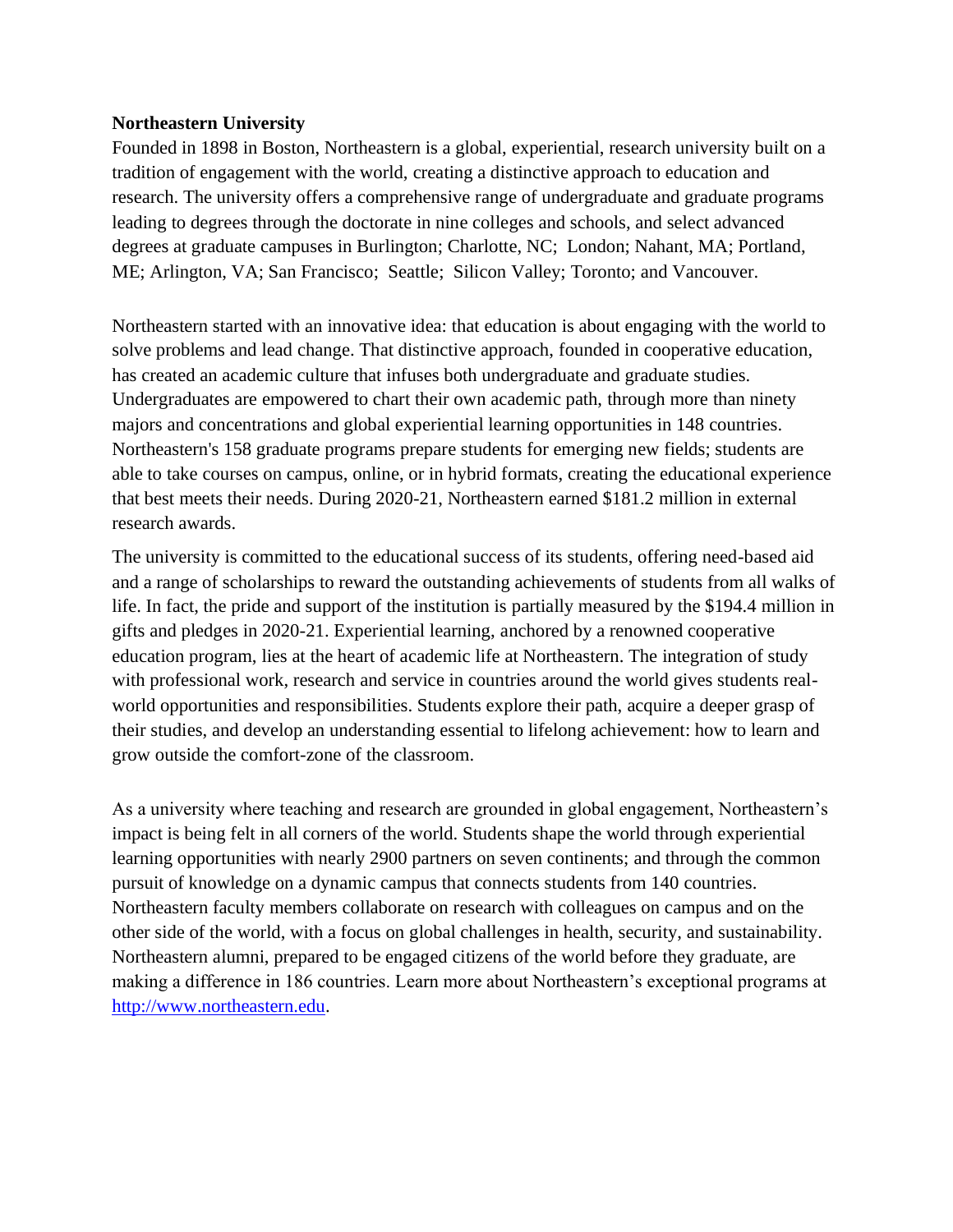**Northeastern University**

Founded in 1898 in Boston, Northeastern is a global, experiential, research university built on a tradition of engagement with the world, creating a distinctive approach to education and research. The university offers a comprehensive range of undergraduate and graduate programs leading to degrees through the doctorate in nine colleges and schools, and select advanced degrees at graduate campuses in Burlington; Charlotte, NC; London; Nahant, MA; Portland, ME; Arlington, VA; San Francisco; Seattle; Silicon Valley; Toronto; and Vancouver.

Northeastern started with an innovative idea: that education is about engaging with the world to solve problems and lead change. That distinctive approach, founded in cooperative education, has created an academic culture that infuses both undergraduate and graduate studies. Undergraduates are empowered to chart their own academic path, through more than ninety majors and concentrations and global experiential learning opportunities in 148 countries. Northeastern's 158 graduate programs prepare students for emerging new fields; students are able to take courses on campus, online, or in hybrid formats, creating the educational experience that best meets their needs. During 2020-21, Northeastern earned $181.2 million in external research awards.

The university is committed to the educational success of its students, offering need-based aid and a range of scholarships to reward the outstanding achievements of students from all walks of life. In fact, the pride and support of the institution is partially measured by the $194.4 million in gifts and pledges in 2020-21. Experiential learning, anchored by a renowned cooperative education program, lies at the heart of academic life at Northeastern. The integration of study with professional work, research and service in countries around the world gives students real-world opportunities and responsibilities. Students explore their path, acquire a deeper grasp of their studies, and develop an understanding essential to lifelong achievement: how to learn and grow outside the comfort-zone of the classroom.

As a university where teaching and research are grounded in global engagement, Northeastern's impact is being felt in all corners of the world. Students shape the world through experiential learning opportunities with nearly 2900 partners on seven continents; and through the common pursuit of knowledge on a dynamic campus that connects students from 140 countries. Northeastern faculty members collaborate on research with colleagues on campus and on the other side of the world, with a focus on global challenges in health, security, and sustainability. Northeastern alumni, prepared to be engaged citizens of the world before they graduate, are making a difference in 186 countries. Learn more about Northeastern's exceptional programs at [http://www.northeastern.edu](http://www.northeastern.edu).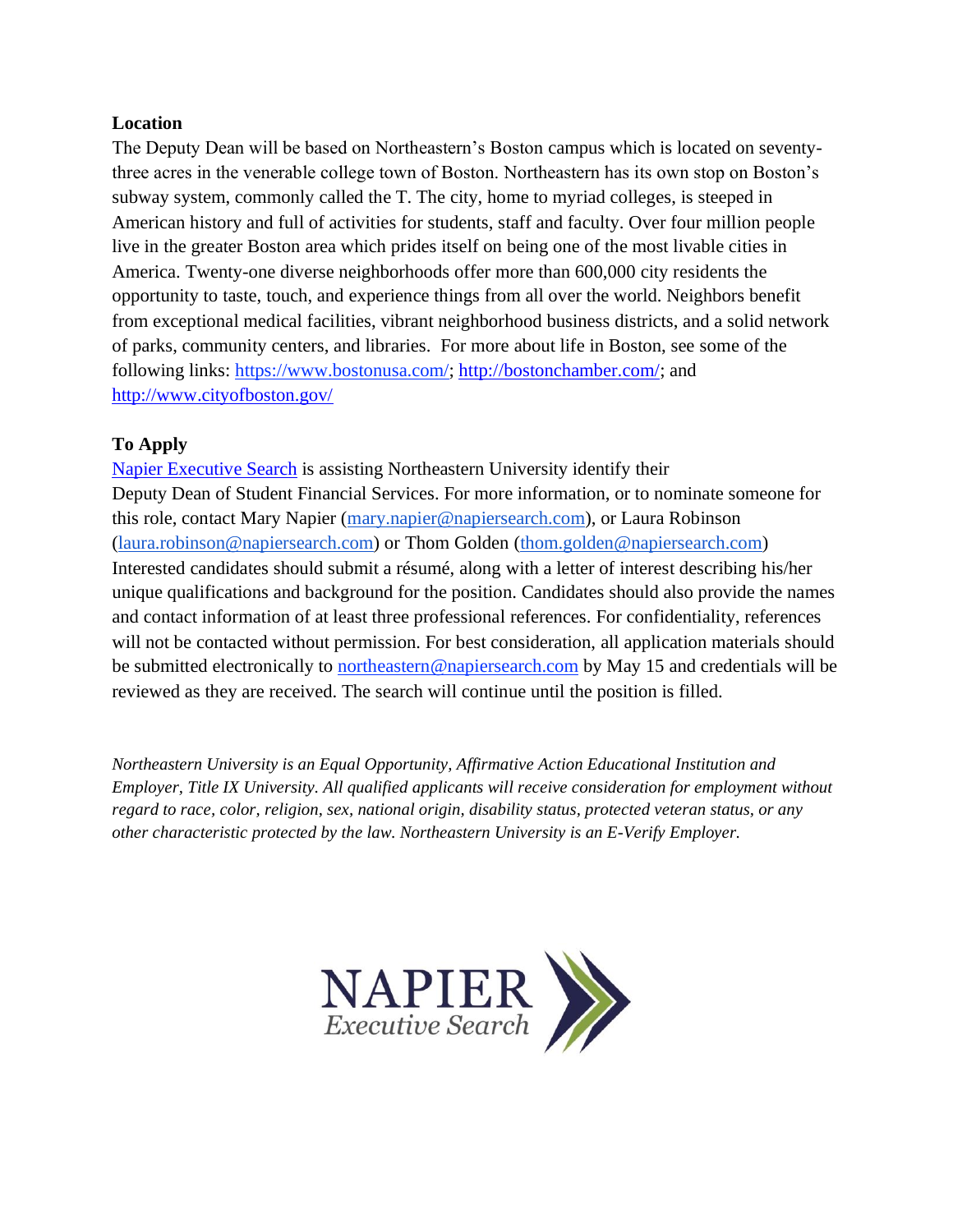**Location**

The Deputy Dean will be based on Northeastern's Boston campus which is located on seventy-three acres in the venerable college town of Boston. Northeastern has its own stop on Boston's subway system, commonly called the T. The city, home to myriad colleges, is steeped in American history and full of activities for students, staff and faculty. Over four million people live in the greater Boston area which prides itself on being one of the most livable cities in America. Twenty-one diverse neighborhoods offer more than 600,000 city residents the opportunity to taste, touch, and experience things from all over the world. Neighbors benefit from exceptional medical facilities, vibrant neighborhood business districts, and a solid network of parks, community centers, and libraries. For more about life in Boston, see some of the following links: https://www.bostonusa.com/; http://bostonchamber.com/; and http://www.cityofboston.gov/

**To Apply**

Napier Executive Search is assisting Northeastern University identify their Deputy Dean of Student Financial Services. For more information, or to nominate someone for this role, contact Mary Napier (mary.napier@napiersearch.com), or Laura Robinson (laura.robinson@napiersearch.com) or Thom Golden (thom.golden@napiersearch.com) Interested candidates should submit a résumé, along with a letter of interest describing his/her unique qualifications and background for the position. Candidates should also provide the names and contact information of at least three professional references. For confidentiality, references will not be contacted without permission. For best consideration, all application materials should be submitted electronically to northeastern@napiersearch.com by May 15 and credentials will be reviewed as they are received. The search will continue until the position is filled.

*Northeastern University is an Equal Opportunity, Affirmative Action Educational Institution and Employer, Title IX University. All qualified applicants will receive consideration for employment without regard to race, color, religion, sex, national origin, disability status, protected veteran status, or any other characteristic protected by the law. Northeastern University is an E-Verify Employer.*

NAPIER
*Executive Search*